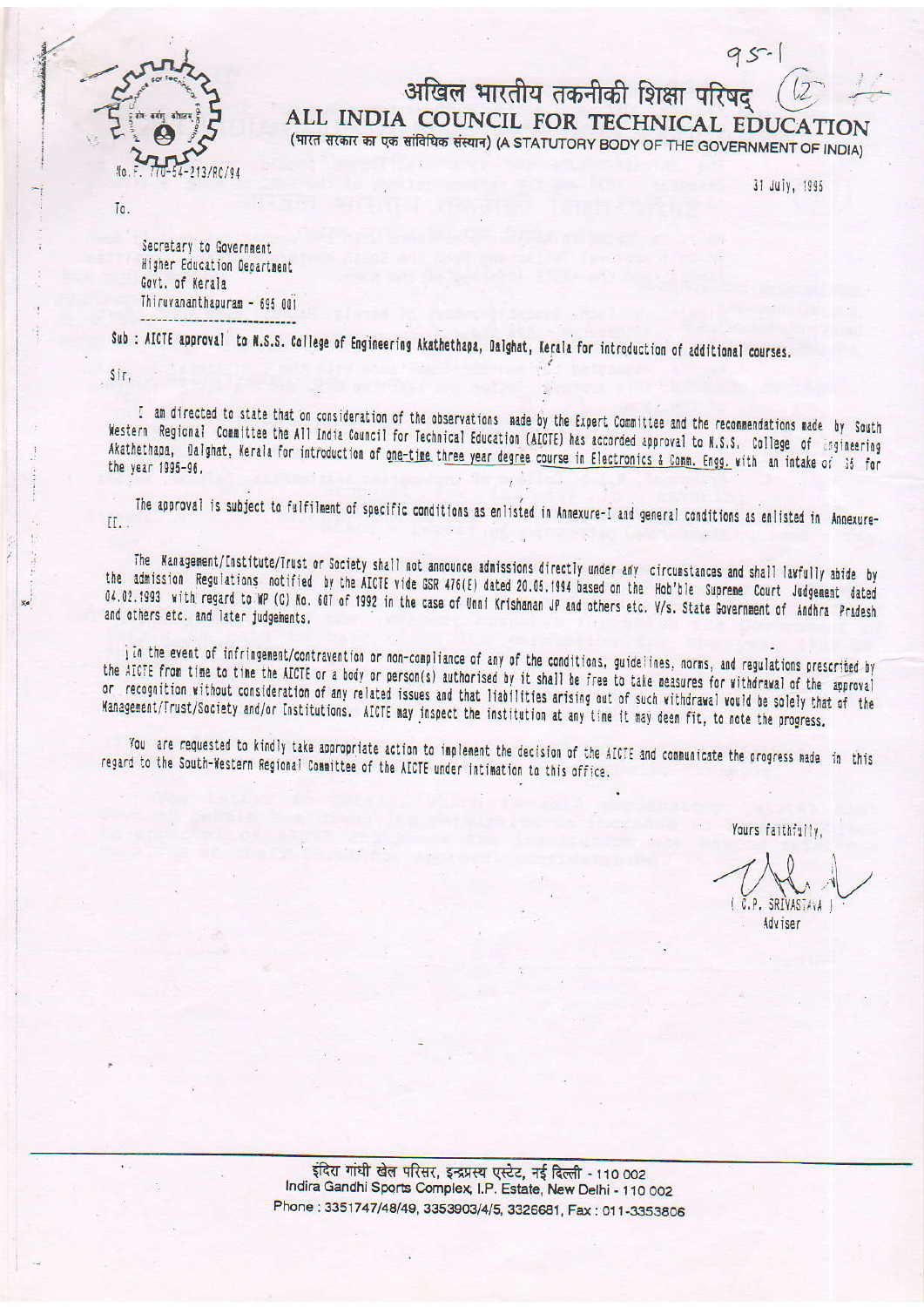95-1

(12)

# अखिल भारतीय तकनीकी शिक्षा परिषद्

# ALL INDIA COUNCIL FOR TECHNICAL EDUCATION

(भारत सरकार का एक सांविधिक संस्थान) (A STATUTORY BODY OF THE GOVERNMENT OF INDIA)

No.F. 770-54-213/RC/94

31 July, 1995

To.

Secretary to Government
Higher Education Department
Govt. of Kerala
Thiruvananthapuram - 695 001

**Sub : AICTE approval to N.S.S. College of Engineering Akathethapa, Palghat, Kerala for introduction of additional courses.**

Sir,

I am directed to state that on consideration of the observations made by the Expert Committee and the recommendations made by South Western Regional Committee the All India Council for Technical Education (AICTE) has accorded approval to N.S.S. College of Engineering Akathethapa, Palghat, Kerala for introduction of one-time three year degree course in Electronics & Comm. Engg. with an intake of 35 for the year 1995-96.

The approval is subject to fulfilment of specific conditions as enlisted in Annexure-I and general conditions as enlisted in Annexure-II.

The Management/Institute/Trust or Society shall not announce admissions directly under any circumstances and shall lawfully abide by the admission Regulations notified by the AICTE vide GSR 476(E) dated 20.05.1994 based on the Hon'ble Supreme Court Judgement dated 04.02.1993 with regard to WP (C) No. 607 of 1992 in the case of Unni Krishanan JP and others etc. V/s. State Government of Andhra Pradesh and others etc. and later judgements.

In the event of infringement/contravention or non-compliance of any of the conditions, guidelines, norms, and regulations prescribed by the AICTE from time to time the AICTE or a body or person(s) authorised by it shall be free to take measures for withdrawal of the approval or recognition without consideration of any related issues and that liabilities arising out of such withdrawal would be solely that of the Management/Trust/Society and/or Institutions. AICTE may inspect the institution at any time it may deem fit, to note the progress.

You are requested to kindly take appropriate action to implement the decision of the AICTE and communicate the progress made in this regard to the South-Western Regional Committee of the AICTE under intimation to this office.

Yours faithfully,

( C.P. SRIVASTAVA )
Adviser

इंदिरा गांधी खेल परिसर, इन्द्रप्रस्थ एस्टेट, नई दिल्ली - 110 002
Indira Gandhi Sports Complex, I.P. Estate, New Delhi - 110 002
Phone : 3351747/48/49, 3353903/4/5, 3326681, Fax : 011-3353806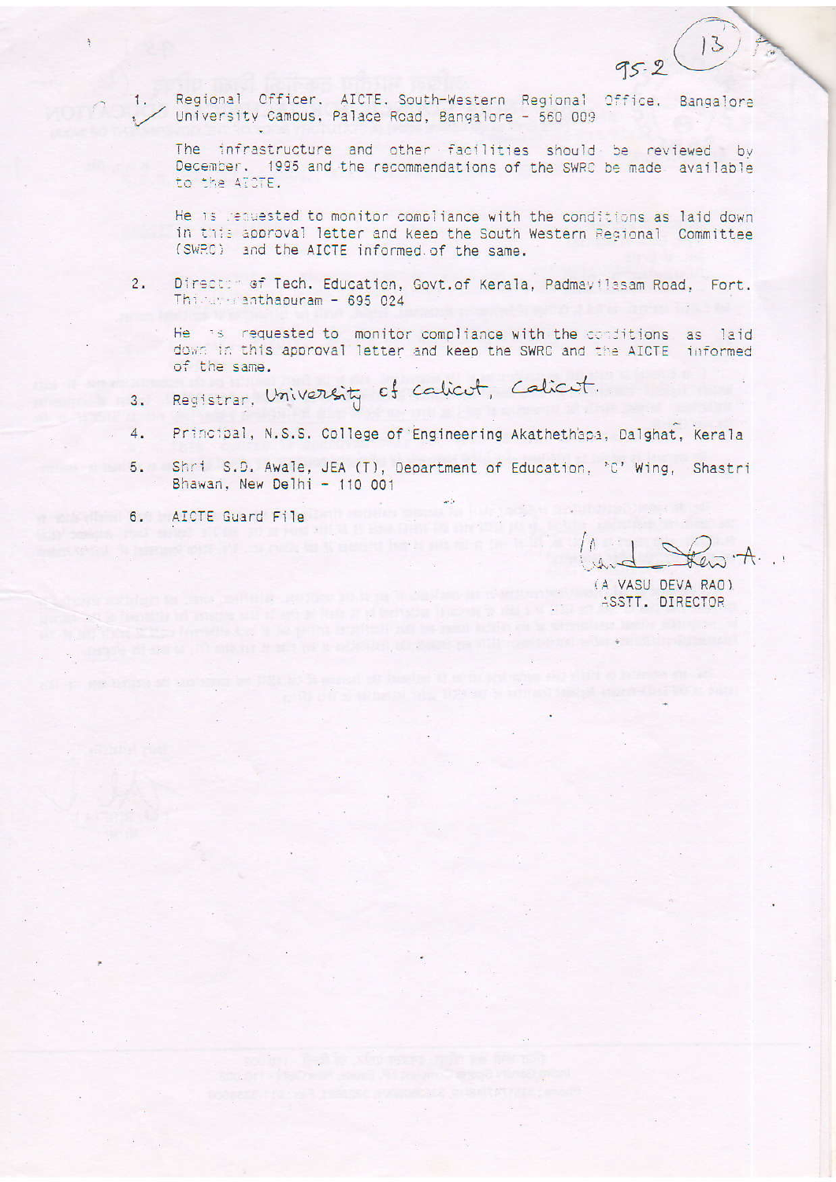95-2

1. Regional Officer. AICTE. South-Western Regional Office. Bangalore University Campus. Palace Road, Bangalore - 560 009

   The infrastructure and other facilities should be reviewed by December. 1995 and the recommendations of the SWRC be made available to the AICTE.

   He is requested to monitor compliance with the conditions as laid down in this approval letter and keep the South Western Regional Committee (SWRC) and the AICTE informed of the same.

2. Director of Tech. Education, Govt.of Kerala, Padmavilasam Road, Fort. Thiruvananthapuram - 695 024

   He is requested to monitor compliance with the conditions as laid down in this approval letter and keep the SWRC and the AICTE informed of the same.

3. Registrar, University of Calicut, Calicut.

4. Principal, N.S.S. College of Engineering Akathethara, Palghat, Kerala

5. Shri S.D. Awale, JEA (T), Department of Education, 'C' Wing, Shastri Bhawan, New Delhi - 110 001

6. AICTE Guard File

(A VASU DEVA RAO)
ASSTT. DIRECTOR